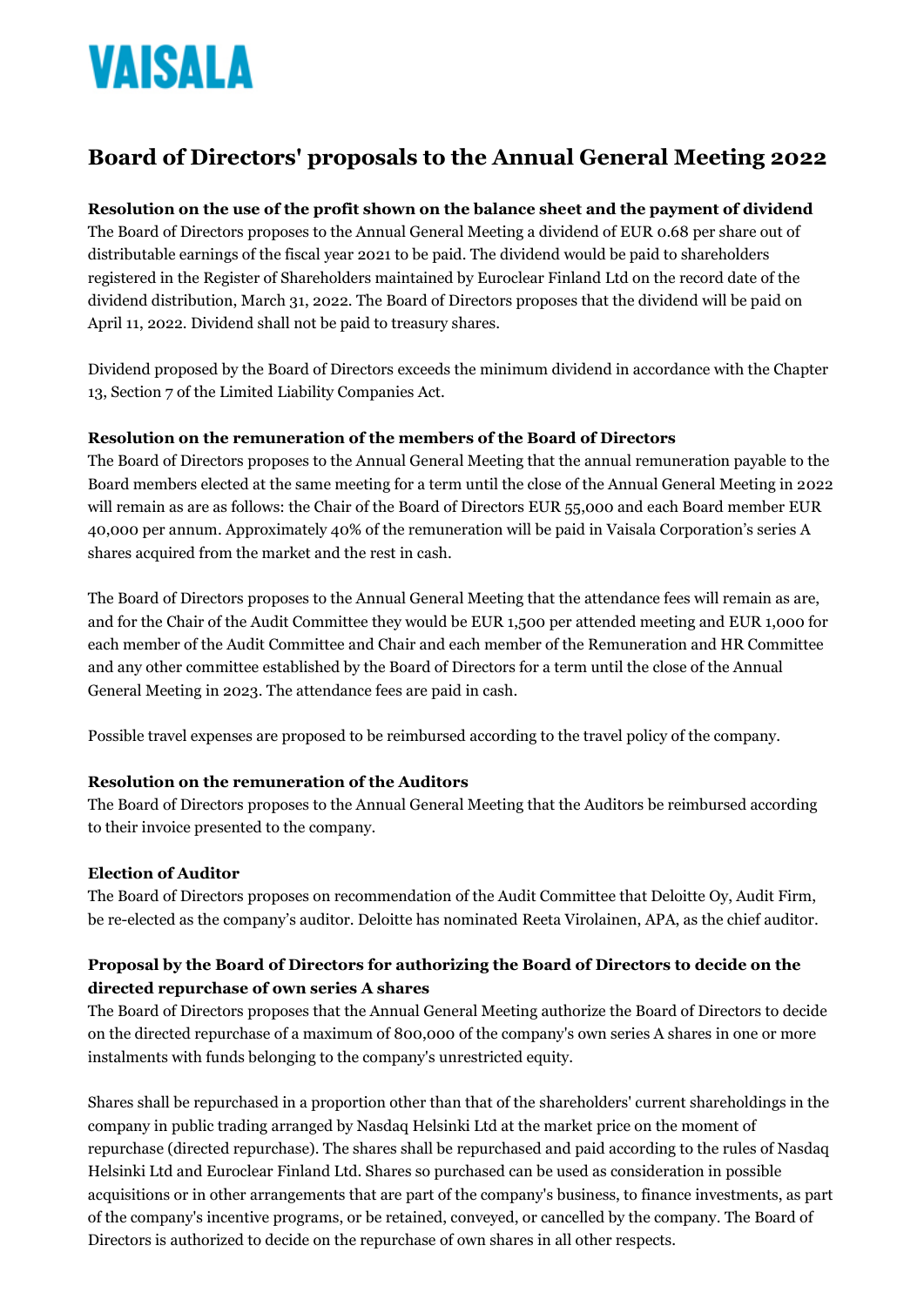# VAISALA

## Board of Directors' proposals to the Annual General Meeting 2022

**Resolution on the use of the profit shown on the balance sheet and the payment of dividend**
The Board of Directors proposes to the Annual General Meeting a dividend of EUR 0.68 per share out of distributable earnings of the fiscal year 2021 to be paid. The dividend would be paid to shareholders registered in the Register of Shareholders maintained by Euroclear Finland Ltd on the record date of the dividend distribution, March 31, 2022. The Board of Directors proposes that the dividend will be paid on April 11, 2022. Dividend shall not be paid to treasury shares.

Dividend proposed by the Board of Directors exceeds the minimum dividend in accordance with the Chapter 13, Section 7 of the Limited Liability Companies Act.

**Resolution on the remuneration of the members of the Board of Directors**
The Board of Directors proposes to the Annual General Meeting that the annual remuneration payable to the Board members elected at the same meeting for a term until the close of the Annual General Meeting in 2022 will remain as are as follows: the Chair of the Board of Directors EUR 55,000 and each Board member EUR 40,000 per annum. Approximately 40% of the remuneration will be paid in Vaisala Corporation's series A shares acquired from the market and the rest in cash.

The Board of Directors proposes to the Annual General Meeting that the attendance fees will remain as are, and for the Chair of the Audit Committee they would be EUR 1,500 per attended meeting and EUR 1,000 for each member of the Audit Committee and Chair and each member of the Remuneration and HR Committee and any other committee established by the Board of Directors for a term until the close of the Annual General Meeting in 2023. The attendance fees are paid in cash.

Possible travel expenses are proposed to be reimbursed according to the travel policy of the company.

**Resolution on the remuneration of the Auditors**
The Board of Directors proposes to the Annual General Meeting that the Auditors be reimbursed according to their invoice presented to the company.

**Election of Auditor**
The Board of Directors proposes on recommendation of the Audit Committee that Deloitte Oy, Audit Firm, be re-elected as the company's auditor. Deloitte has nominated Reeta Virolainen, APA, as the chief auditor.

**Proposal by the Board of Directors for authorizing the Board of Directors to decide on the directed repurchase of own series A shares**
The Board of Directors proposes that the Annual General Meeting authorize the Board of Directors to decide on the directed repurchase of a maximum of 800,000 of the company's own series A shares in one or more instalments with funds belonging to the company's unrestricted equity.

Shares shall be repurchased in a proportion other than that of the shareholders' current shareholdings in the company in public trading arranged by Nasdaq Helsinki Ltd at the market price on the moment of repurchase (directed repurchase). The shares shall be repurchased and paid according to the rules of Nasdaq Helsinki Ltd and Euroclear Finland Ltd. Shares so purchased can be used as consideration in possible acquisitions or in other arrangements that are part of the company's business, to finance investments, as part of the company's incentive programs, or be retained, conveyed, or cancelled by the company. The Board of Directors is authorized to decide on the repurchase of own shares in all other respects.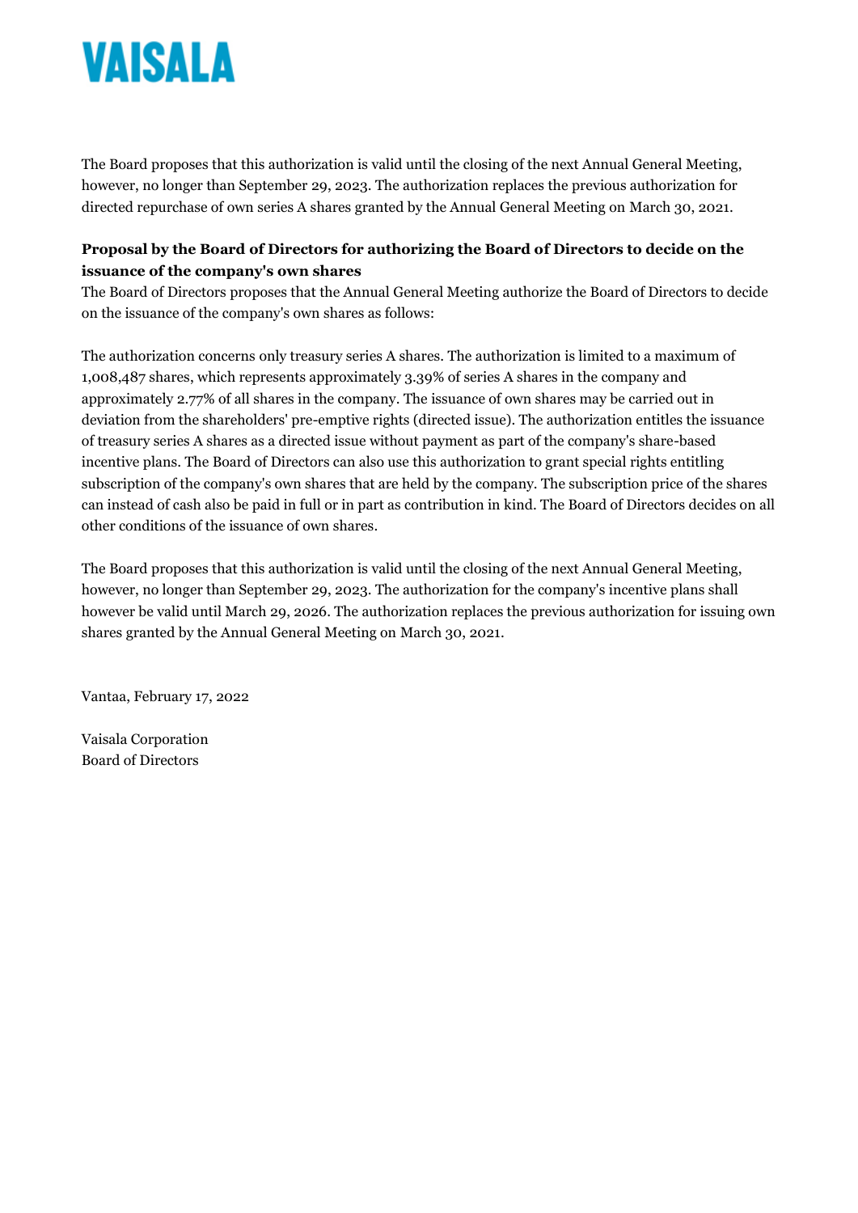The Board proposes that this authorization is valid until the closing of the next Annual General Meeting, however, no longer than September 29, 2023. The authorization replaces the previous authorization for directed repurchase of own series A shares granted by the Annual General Meeting on March 30, 2021.

**Proposal by the Board of Directors for authorizing the Board of Directors to decide on the issuance of the company's own shares**

The Board of Directors proposes that the Annual General Meeting authorize the Board of Directors to decide on the issuance of the company's own shares as follows:

The authorization concerns only treasury series A shares. The authorization is limited to a maximum of 1,008,487 shares, which represents approximately 3.39% of series A shares in the company and approximately 2.77% of all shares in the company. The issuance of own shares may be carried out in deviation from the shareholders' pre-emptive rights (directed issue). The authorization entitles the issuance of treasury series A shares as a directed issue without payment as part of the company's share-based incentive plans. The Board of Directors can also use this authorization to grant special rights entitling subscription of the company's own shares that are held by the company. The subscription price of the shares can instead of cash also be paid in full or in part as contribution in kind. The Board of Directors decides on all other conditions of the issuance of own shares.

The Board proposes that this authorization is valid until the closing of the next Annual General Meeting, however, no longer than September 29, 2023. The authorization for the company's incentive plans shall however be valid until March 29, 2026. The authorization replaces the previous authorization for issuing own shares granted by the Annual General Meeting on March 30, 2021.

Vantaa, February 17, 2022

Vaisala Corporation
Board of Directors